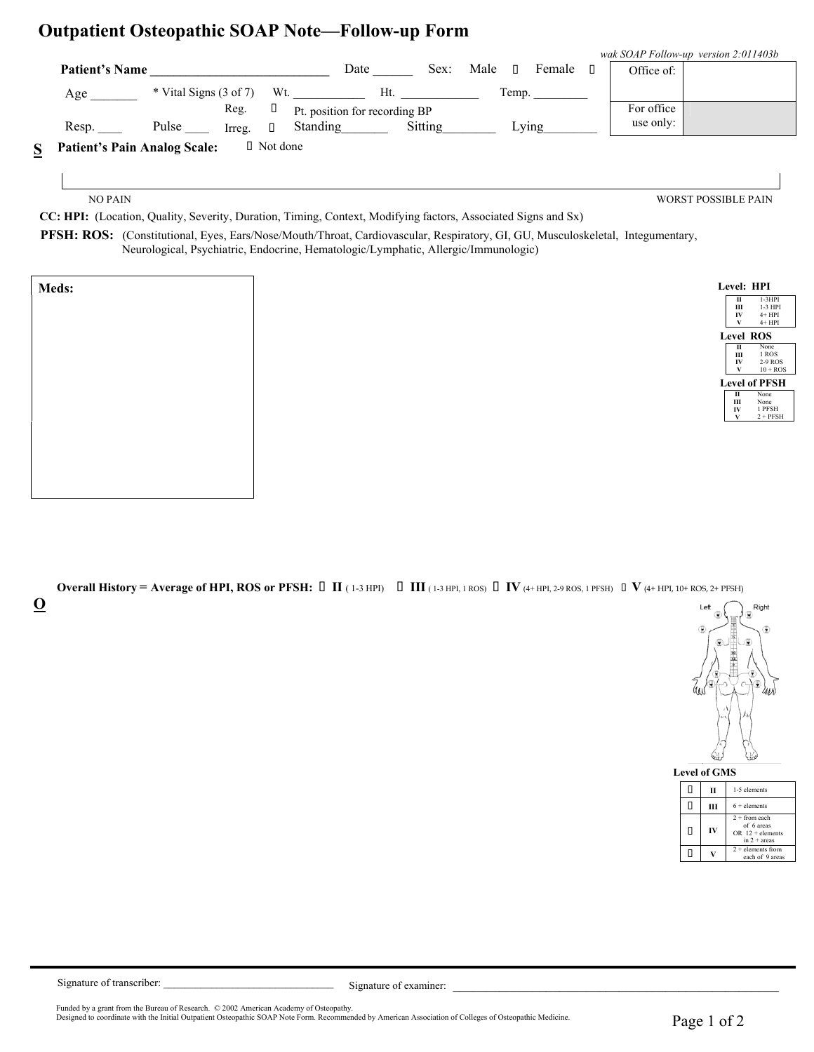# Outpatient Osteopathic SOAP Note—Follow-up Form

*wak SOAP Follow-up version 2:011403b*

| Office of: | |
|---|---|
| For office use only: | |

**Patient's Name** ___________________________ Date ______ Sex: Male ☐ Female ☐

Age _______ * Vital Signs (3 of 7) Wt. ___________ Ht. ____________ Temp. _________

Reg. ☐ Irreg. ☐ Pt. position for recording BP

Resp. ____ Pulse ____ Standing_______ Sitting________ Lying________

**S** **Patient's Pain Analog Scale:** ☐ Not done

NO PAIN — WORST POSSIBLE PAIN

**CC: HPI:** (Location, Quality, Severity, Duration, Timing, Context, Modifying factors, Associated Signs and Sx)

**PFSH: ROS:** (Constitutional, Eyes, Ears/Nose/Mouth/Throat, Cardiovascular, Respiratory, GI, GU, Musculoskeletal, Integumentary, Neurological, Psychiatric, Endocrine, Hematologic/Lymphatic, Allergic/Immunologic)

**Meds:**

**Level: HPI**

| | |
|---|---|
| II | 1-3HPI |
| III | 1-3 HPI |
| IV | 4+ HPI |
| V | 4+ HPI |

**Level ROS**

| | |
|---|---|
| II | None |
| III | 1 ROS |
| IV | 2-9 ROS |
| V | 10 + ROS |

**Level of PFSH**

| | |
|---|---|
| II | None |
| III | None |
| IV | 1 PFSH |
| V | 2 + PFSH |

**Overall History = Average of HPI, ROS or PFSH:** ☐ **II** ( 1-3 HPI) ☐ **III** ( 1-3 HPI, 1 ROS) ☐ **IV** (4+ HPI, 2-9 ROS, 1 PFSH) ☐ **V** (4+ HPI, 10+ ROS, 2+ PFSH)

**O**

Left Right

**Level of GMS**

| | | |
|---|---|---|
| ☐ | II | 1-5 elements |
| ☐ | III | 6 + elements |
| ☐ | IV | 2 + from each of 6 areas OR 12 + elements in 2 + areas |
| ☐ | V | 2 + elements from each of 9 areas |

Signature of transcriber: _______________________________ Signature of examiner: ___________________________________________

Funded by a grant from the Bureau of Research. © 2002 American Academy of Osteopathy.
Designed to coordinate with the Initial Outpatient Osteopathic SOAP Note Form. Recommended by American Association of Colleges of Osteopathic Medicine.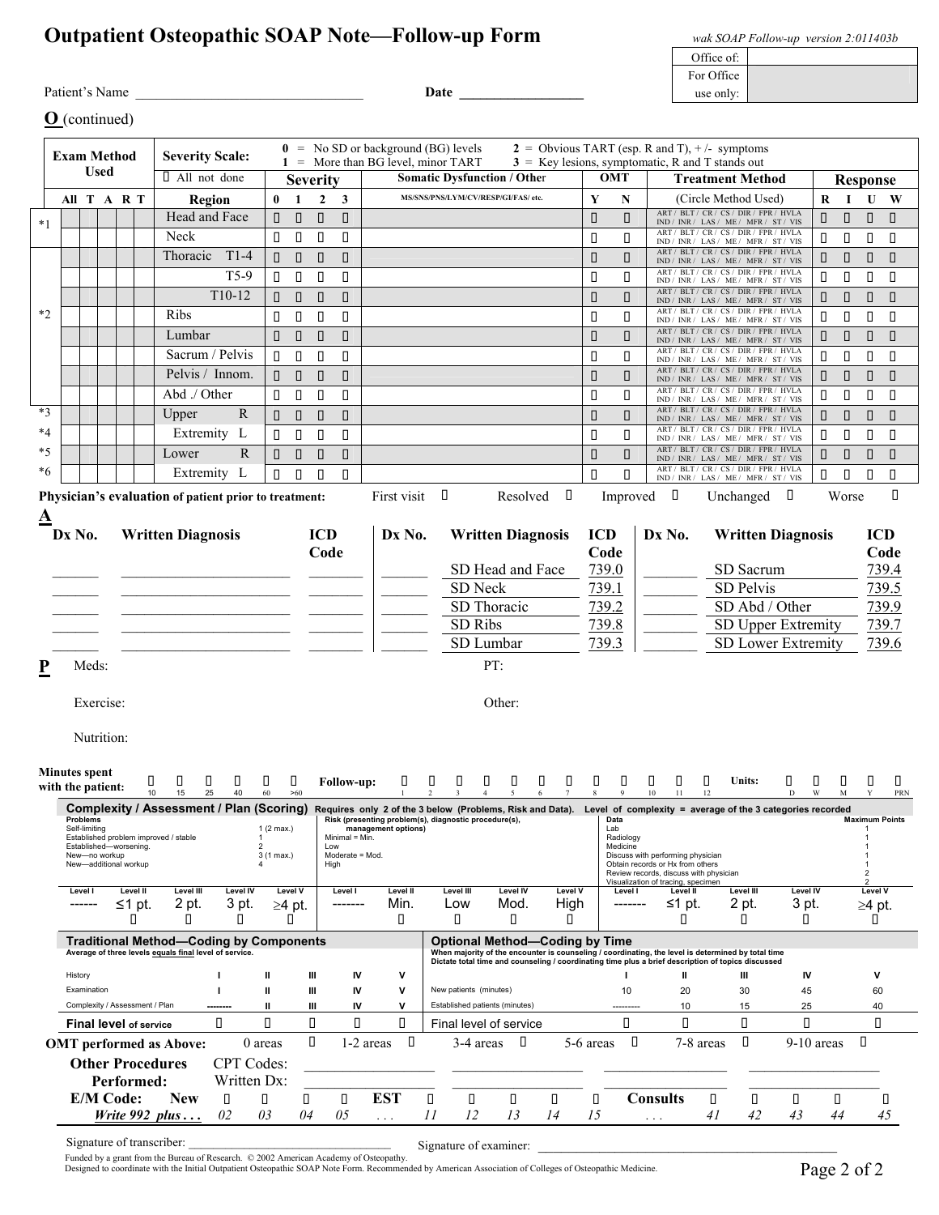# Outpatient Osteopathic SOAP Note—Follow-up Form

*wak SOAP Follow-up version 2:011403b*

| | |
|---|---|
| Office of: | |
| For Office use only: | |

Patient's Name ________________________________ Date __________________

**O** (continued)

| | Exam Method Used | | | | | Severity Scale: | **0** = No SD or background (BG) levels **1** = More than BG level, minor TART | | | **2** = Obvious TART (esp. R and T), +/- symptoms **3** = Key lesions, symptomatic, R and T stands out | | | | | | | | |
|---|---|---|---|---|---|---|---|---|---|---|---|---|---|---|---|---|---|---|
| | | | | | | All not done | **Severity** | | | | **Somatic Dysfunction / Other** | **OMT** | | **Treatment Method** | **Response** | | | |
| | **All** | **T** | **A** | **R** | **T** | **Region** | **0** | **1** | **2** | **3** | MS/SNS/PNS/LYM/CV/RESP/GI/FAS/ etc. | **Y** | **N** | (Circle Method Used) | **R** | **I** | **U** | **W** |
| *1 | | | | | | Head and Face | | | | | | | | ART / BLT / CR / CS / DIR / FPR / HVLA IND / INR / LAS / ME / MFR / ST / VIS | | | | |
| | | | | | | Neck | | | | | | | | ART / BLT / CR / CS / DIR / FPR / HVLA IND / INR / LAS / ME / MFR / ST / VIS | | | | |
| *2 | | | | | | Thoracic T1-4 | | | | | | | | ART / BLT / CR / CS / DIR / FPR / HVLA IND / INR / LAS / ME / MFR / ST / VIS | | | | |
| | | | | | | T5-9 | | | | | | | | ART / BLT / CR / CS / DIR / FPR / HVLA IND / INR / LAS / ME / MFR / ST / VIS | | | | |
| | | | | | | T10-12 | | | | | | | | ART / BLT / CR / CS / DIR / FPR / HVLA IND / INR / LAS / ME / MFR / ST / VIS | | | | |
| | | | | | | Ribs | | | | | | | | ART / BLT / CR / CS / DIR / FPR / HVLA IND / INR / LAS / ME / MFR / ST / VIS | | | | |
| | | | | | | Lumbar | | | | | | | | ART / BLT / CR / CS / DIR / FPR / HVLA IND / INR / LAS / ME / MFR / ST / VIS | | | | |
| | | | | | | Sacrum / Pelvis | | | | | | | | ART / BLT / CR / CS / DIR / FPR / HVLA IND / INR / LAS / ME / MFR / ST / VIS | | | | |
| | | | | | | Pelvis / Innom. | | | | | | | | ART / BLT / CR / CS / DIR / FPR / HVLA IND / INR / LAS / ME / MFR / ST / VIS | | | | |
| | | | | | | Abd ./ Other | | | | | | | | ART / BLT / CR / CS / DIR / FPR / HVLA IND / INR / LAS / ME / MFR / ST / VIS | | | | |
| *3 | | | | | | Upper R | | | | | | | | ART / BLT / CR / CS / DIR / FPR / HVLA IND / INR / LAS / ME / MFR / ST / VIS | | | | |
| *4 | | | | | | Extremity L | | | | | | | | ART / BLT / CR / CS / DIR / FPR / HVLA IND / INR / LAS / ME / MFR / ST / VIS | | | | |
| *5 | | | | | | Lower R | | | | | | | | ART / BLT / CR / CS / DIR / FPR / HVLA IND / INR / LAS / ME / MFR / ST / VIS | | | | |
| *6 | | | | | | Extremity L | | | | | | | | ART / BLT / CR / CS / DIR / FPR / HVLA IND / INR / LAS / ME / MFR / ST / VIS | | | | |

**Physician's evaluation of patient prior to treatment:** First visit ☐ Resolved ☐ Improved ☐ Unchanged ☐ Worse ☐

**A**

| Dx No. | Written Diagnosis | ICD Code | Dx No. | Written Diagnosis | ICD Code | Dx No. | Written Diagnosis | ICD Code |
|---|---|---|---|---|---|---|---|---|
| ______ | ____________________ | _______ | ______ | SD Head and Face | 739.0 | _______ | SD Sacrum | 739.4 |
| ______ | ____________________ | _______ | ______ | SD Neck | 739.1 | _______ | SD Pelvis | 739.5 |
| ______ | ____________________ | _______ | ______ | SD Thoracic | 739.2 | _______ | SD Abd / Other | 739.9 |
| ______ | ____________________ | _______ | ______ | SD Ribs | 739.8 | _______ | SD Upper Extremity | 739.7 |
| ______ | ____________________ | _______ | ______ | SD Lumbar | 739.3 | _______ | SD Lower Extremity | 739.6 |

**P** Meds: PT:

Exercise: Other:

Nutrition:

**Minutes spent with the patient:** ☐ 10 ☐ 15 ☐ 25 ☐ 40 ☐ 60 ☐ >60

**Follow-up:** ☐ 1 ☐ 2 ☐ 3 ☐ 4 ☐ 5 ☐ 6 ☐ 7 ☐ 8 ☐ 9 ☐ 10 ☐ 11 ☐ 12

**Units:** ☐ D ☐ W ☐ M ☐ Y ☐ PRN

**Complexity / Assessment / Plan (Scoring)** Requires only 2 of the 3 below (Problems, Risk and Data). Level of complexity = average of the 3 categories recorded

| Problems | | Risk (presenting problem(s), diagnostic procedure(s), management options) | | Data | Maximum Points |
|---|---|---|---|---|---|
| Self-limiting | 1 (2 max.) | Minimal = Min. | | Lab | 1 |
| Established problem improved / stable | 1 | Low | | Radiology | 1 |
| Established—worsening. | 2 | Moderate = Mod. | | Medicine | 1 |
| New—no workup | 3 (1 max.) | High | | Discuss with performing physician | 1 |
| New—additional workup | 4 | | | Obtain records or Hx from others | 1 |
| | | | | Review records, discuss with physician | 2 |
| | | | | Visualization of tracing, specimen | 2 |

| | Level I | Level II | Level III | Level IV | Level V |
|---|---|---|---|---|---|
| Problems | ------ | ≤1 pt. ☐ | 2 pt. ☐ | 3 pt. ☐ | ≥4 pt. ☐ |
| Risk | ------- | Min. ☐ | Low ☐ | Mod. ☐ | High ☐ |
| Data | ------- | ≤1 pt. ☐ | 2 pt. ☐ | 3 pt. ☐ | ≥4 pt. ☐ |

**Traditional Method—Coding by Components**
Average of three levels equals final level of service.

| | | | | | |
|---|---|---|---|---|---|
| History | I | II | III | IV | V |
| Examination | I | II | III | IV | V |
| Complexity / Assessment / Plan | -------- | II | III | IV | V |
| **Final level** of service | ☐ | ☐ | ☐ | ☐ | ☐ |

**Optional Method—Coding by Time**
When majority of the encounter is counseling / coordinating, the level is determined by total time
Dictate total time and counseling / coordinating time plus a brief description of topics discussed

| | I | II | III | IV | V |
|---|---|---|---|---|---|
| New patients (minutes) | 10 | 20 | 30 | 45 | 60 |
| Established patients (minutes) | --------- | 10 | 15 | 25 | 40 |
| Final level of service | ☐ | ☐ | ☐ | ☐ | ☐ |

**OMT performed as Above:** 0 areas ☐ 1-2 areas ☐ 3-4 areas ☐ 5-6 areas ☐ 7-8 areas ☐ 9-10 areas ☐

**Other Procedures Performed:** CPT Codes: ________________ ________________ ________________ ________________
Written Dx: ________________ ________________ ________________ ________________

| **E/M Code:** | **New** | | | | **EST** | | | | | **Consults** | | | | |
|---|---|---|---|---|---|---|---|---|---|---|---|---|---|---|
| ***Write 992 plus . . .*** | ☐ 02 | ☐ 03 | ☐ 04 | ☐ 05 | . . . ☐ 11 | ☐ 12 | ☐ 13 | ☐ 14 | ☐ 15 | . . . ☐ 41 | ☐ 42 | ☐ 43 | ☐ 44 | ☐ 45 |

Signature of transcriber: ________________________________ Signature of examiner: ________________________________

Funded by a grant from the Bureau of Research. © 2002 American Academy of Osteopathy.
Designed to coordinate with the Initial Outpatient Osteopathic SOAP Note Form. Recommended by American Association of Colleges of Osteopathic Medicine.